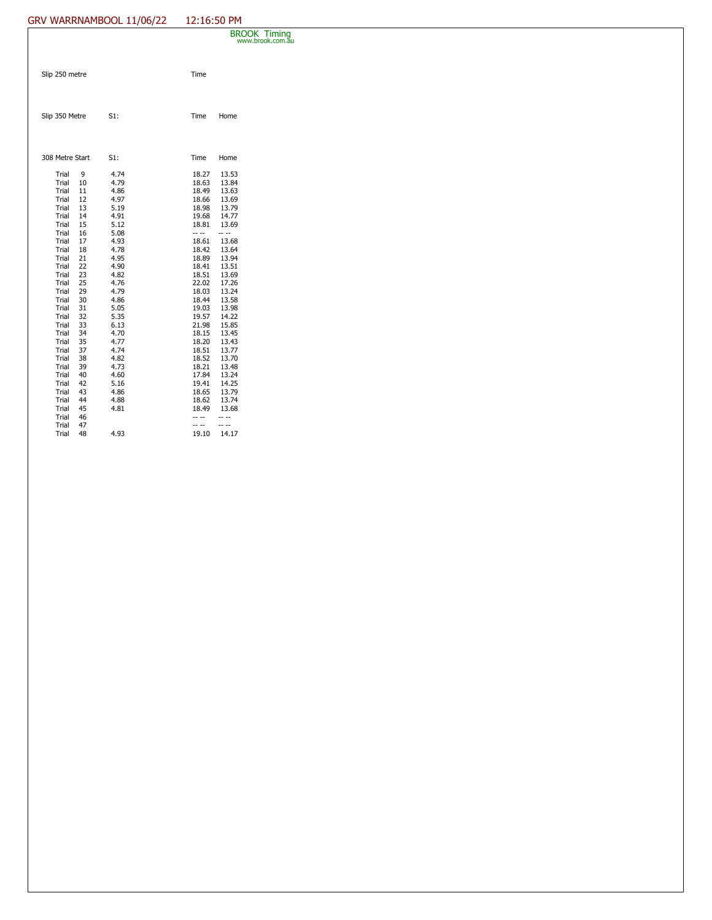GRV WARRNAMBOOL 11/06/22 12:16:50 PM

BROOK Timing
www.brook.com.au

| Slip 250 metre | | | Time | |
|---|---|---|---|---|

| Slip 350 Metre | | S1: | Time | Home |
|---|---|---|---|---|

| 308 Metre Start | | S1: | Time | Home |
|---|---|---|---|---|
| Trial | 9 | 4.74 | 18.27 | 13.53 |
| Trial | 10 | 4.79 | 18.63 | 13.84 |
| Trial | 11 | 4.86 | 18.49 | 13.63 |
| Trial | 12 | 4.97 | 18.66 | 13.69 |
| Trial | 13 | 5.19 | 18.98 | 13.79 |
| Trial | 14 | 4.91 | 19.68 | 14.77 |
| Trial | 15 | 5.12 | 18.81 | 13.69 |
| Trial | 16 | 5.08 | -- -- | -- -- |
| Trial | 17 | 4.93 | 18.61 | 13.68 |
| Trial | 18 | 4.78 | 18.42 | 13.64 |
| Trial | 21 | 4.95 | 18.89 | 13.94 |
| Trial | 22 | 4.90 | 18.41 | 13.51 |
| Trial | 23 | 4.82 | 18.51 | 13.69 |
| Trial | 25 | 4.76 | 22.02 | 17.26 |
| Trial | 29 | 4.79 | 18.03 | 13.24 |
| Trial | 30 | 4.86 | 18.44 | 13.58 |
| Trial | 31 | 5.05 | 19.03 | 13.98 |
| Trial | 32 | 5.35 | 19.57 | 14.22 |
| Trial | 33 | 6.13 | 21.98 | 15.85 |
| Trial | 34 | 4.70 | 18.15 | 13.45 |
| Trial | 35 | 4.77 | 18.20 | 13.43 |
| Trial | 37 | 4.74 | 18.51 | 13.77 |
| Trial | 38 | 4.82 | 18.52 | 13.70 |
| Trial | 39 | 4.73 | 18.21 | 13.48 |
| Trial | 40 | 4.60 | 17.84 | 13.24 |
| Trial | 42 | 5.16 | 19.41 | 14.25 |
| Trial | 43 | 4.86 | 18.65 | 13.79 |
| Trial | 44 | 4.88 | 18.62 | 13.74 |
| Trial | 45 | 4.81 | 18.49 | 13.68 |
| Trial | 46 | | -- -- | -- -- |
| Trial | 47 | | -- -- | -- -- |
| Trial | 48 | 4.93 | 19.10 | 14.17 |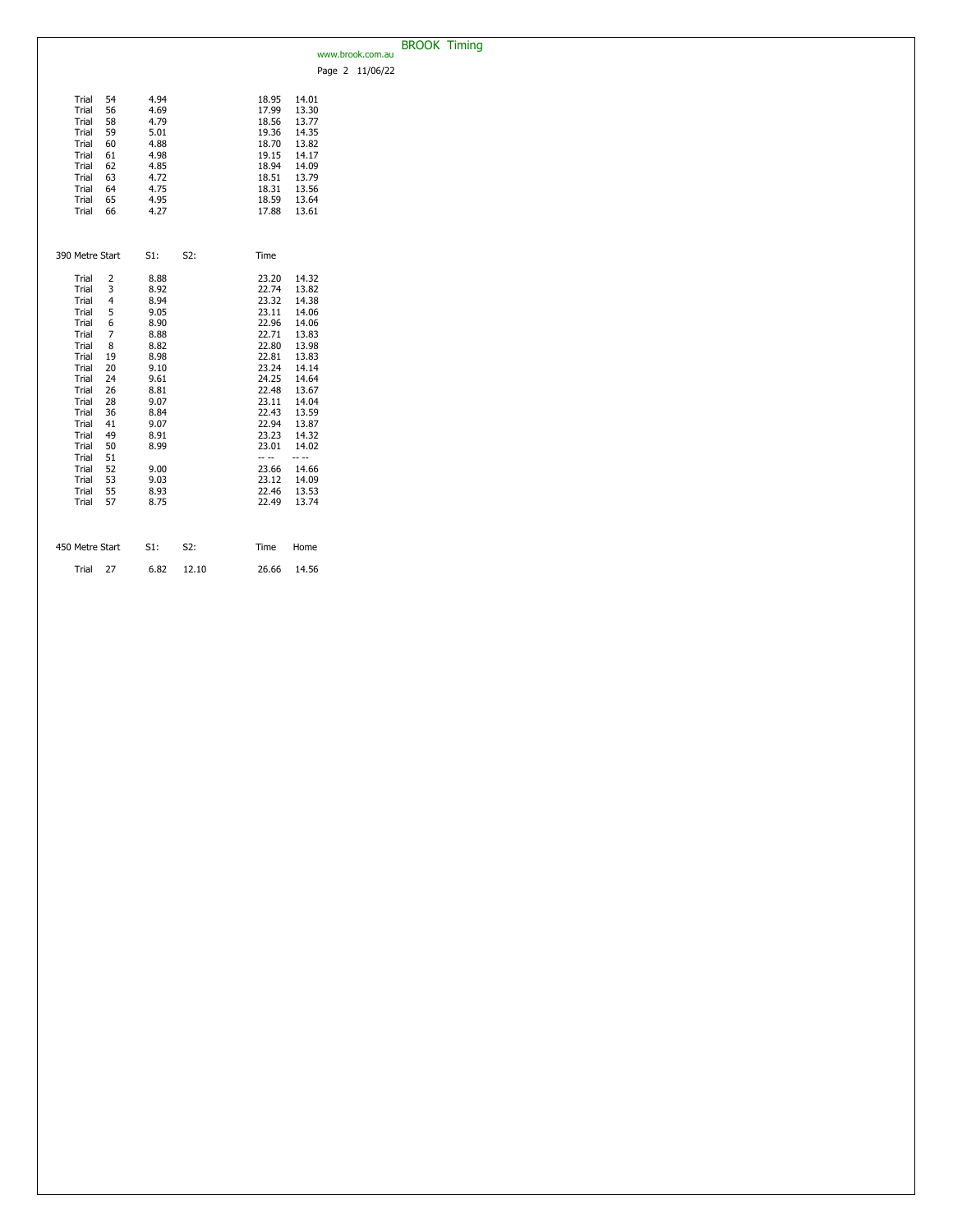| | | S1: | S2: | Time | |
|---|---|---|---|---|---|
| Trial | 54 | 4.94 | | 18.95 | 14.01 |
| Trial | 56 | 4.69 | | 17.99 | 13.30 |
| Trial | 58 | 4.79 | | 18.56 | 13.77 |
| Trial | 59 | 5.01 | | 19.36 | 14.35 |
| Trial | 60 | 4.88 | | 18.70 | 13.82 |
| Trial | 61 | 4.98 | | 19.15 | 14.17 |
| Trial | 62 | 4.85 | | 18.94 | 14.09 |
| Trial | 63 | 4.72 | | 18.51 | 13.79 |
| Trial | 64 | 4.75 | | 18.31 | 13.56 |
| Trial | 65 | 4.95 | | 18.59 | 13.64 |
| Trial | 66 | 4.27 | | 17.88 | 13.61 |

| 390 Metre Start | | S1: | S2: | Time | |
|---|---|---|---|---|---|
| Trial | 2 | 8.88 | | 23.20 | 14.32 |
| Trial | 3 | 8.92 | | 22.74 | 13.82 |
| Trial | 4 | 8.94 | | 23.32 | 14.38 |
| Trial | 5 | 9.05 | | 23.11 | 14.06 |
| Trial | 6 | 8.90 | | 22.96 | 14.06 |
| Trial | 7 | 8.88 | | 22.71 | 13.83 |
| Trial | 8 | 8.82 | | 22.80 | 13.98 |
| Trial | 19 | 8.98 | | 22.81 | 13.83 |
| Trial | 20 | 9.10 | | 23.24 | 14.14 |
| Trial | 24 | 9.61 | | 24.25 | 14.64 |
| Trial | 26 | 8.81 | | 22.48 | 13.67 |
| Trial | 28 | 9.07 | | 23.11 | 14.04 |
| Trial | 36 | 8.84 | | 22.43 | 13.59 |
| Trial | 41 | 9.07 | | 22.94 | 13.87 |
| Trial | 49 | 8.91 | | 23.23 | 14.32 |
| Trial | 50 | 8.99 | | 23.01 | 14.02 |
| Trial | 51 | | | -- -- | -- -- |
| Trial | 52 | 9.00 | | 23.66 | 14.66 |
| Trial | 53 | 9.03 | | 23.12 | 14.09 |
| Trial | 55 | 8.93 | | 22.46 | 13.53 |
| Trial | 57 | 8.75 | | 22.49 | 13.74 |

| 450 Metre Start | | S1: | S2: | Time | Home |
|---|---|---|---|---|---|
| Trial | 27 | 6.82 | 12.10 | 26.66 | 14.56 |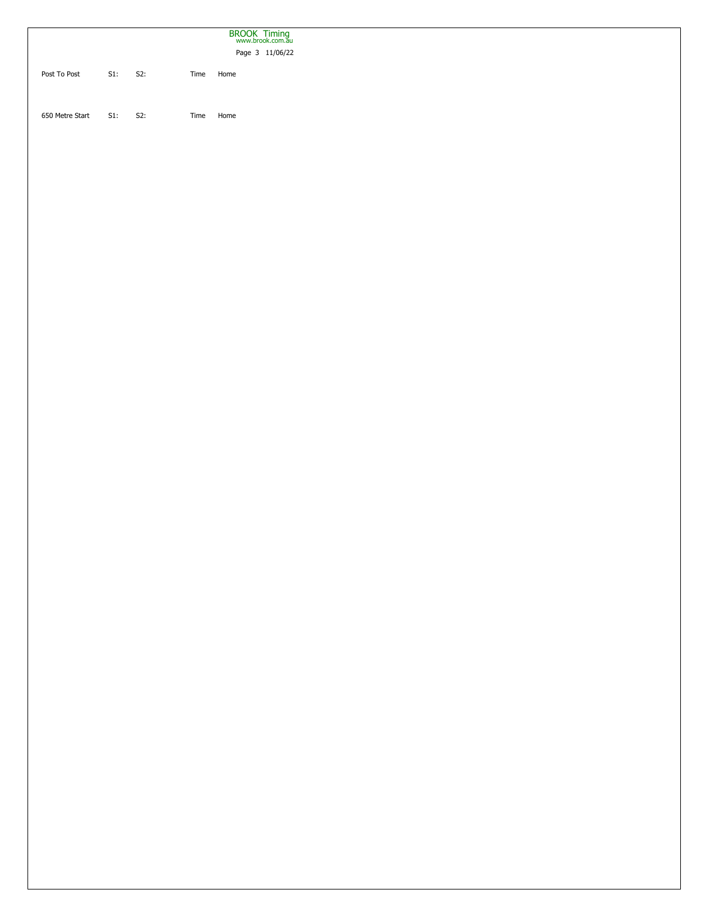| | | | | |
|---|---|---|---|---|
| Post To Post | S1: | S2: | Time | Home |
| 650 Metre Start | S1: | S2: | Time | Home |